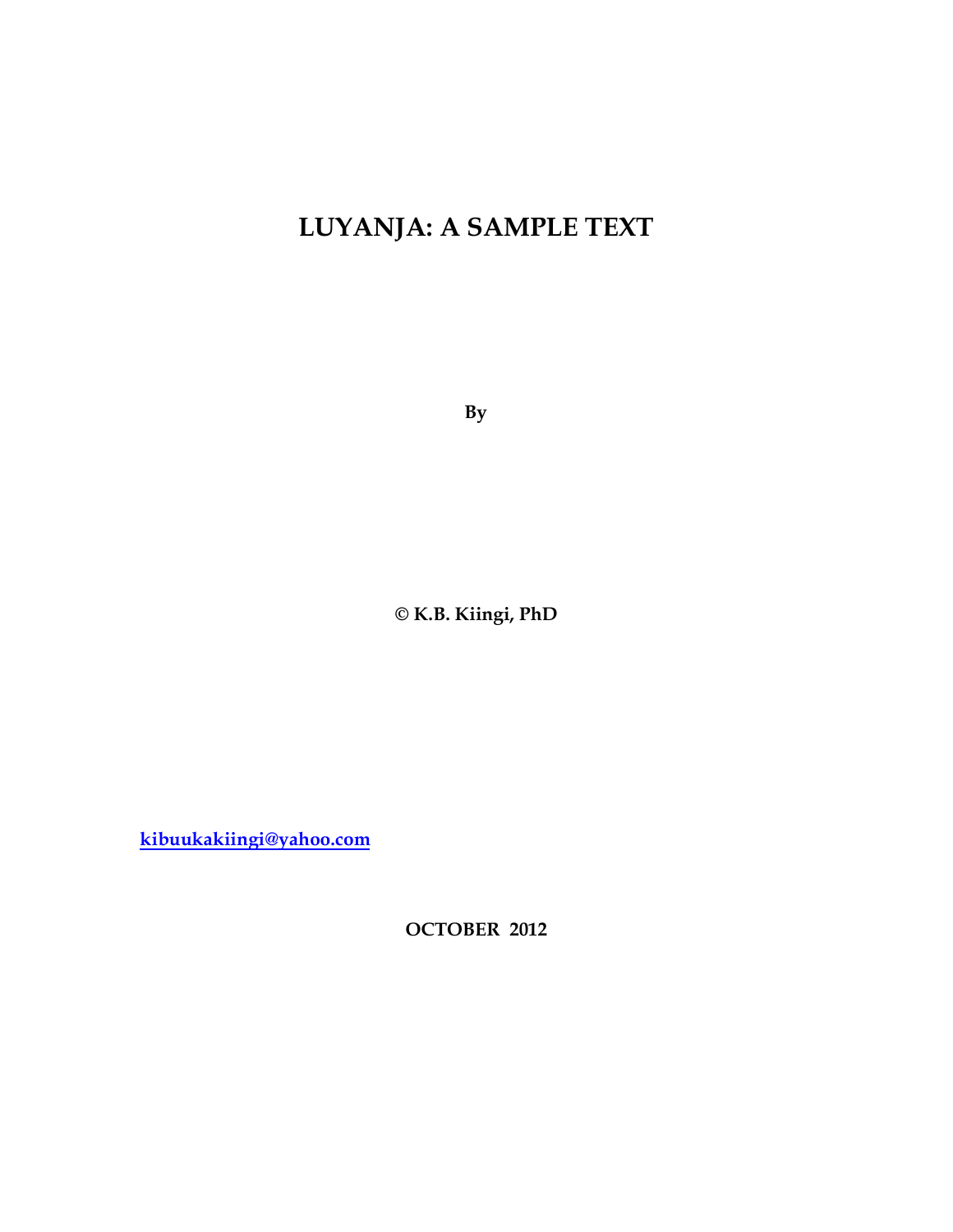# LUYANJA: A SAMPLE TEXT

**By**

**© K.B. Kiingi, PhD**

**kibuukakiingi@yahoo.com**

**OCTOBER 2012**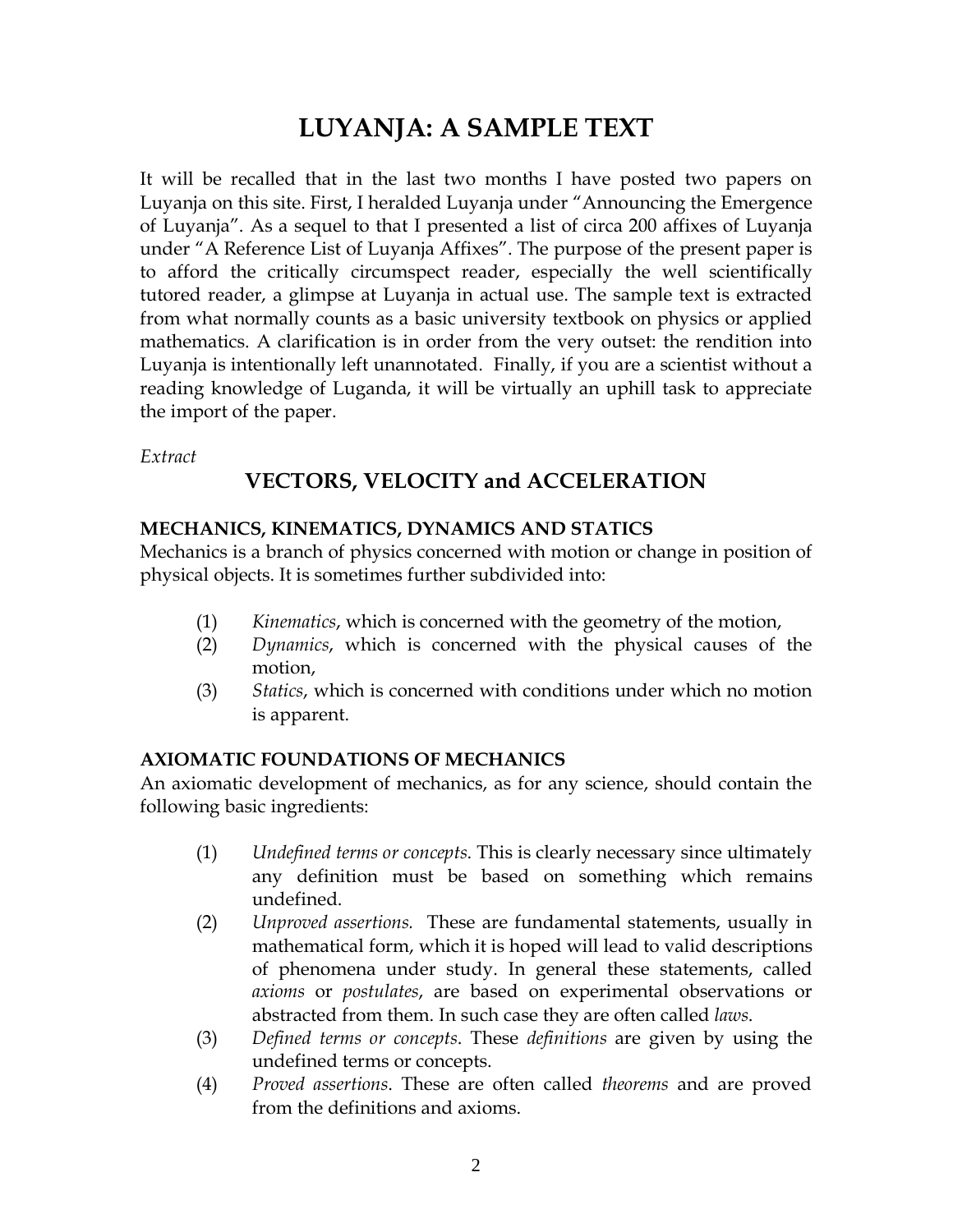# LUYANJA: A SAMPLE TEXT

It will be recalled that in the last two months I have posted two papers on Luyanja on this site. First, I heralded Luyanja under “Announcing the Emergence of Luyanja”. As a sequel to that I presented a list of circa 200 affixes of Luyanja under “A Reference List of Luyanja Affixes”. The purpose of the present paper is to afford the critically circumspect reader, especially the well scientifically tutored reader, a glimpse at Luyanja in actual use. The sample text is extracted from what normally counts as a basic university textbook on physics or applied mathematics. A clarification is in order from the very outset: the rendition into Luyanja is intentionally left unannotated. Finally, if you are a scientist without a reading knowledge of Luganda, it will be virtually an uphill task to appreciate the import of the paper.

*Extract*

## VECTORS, VELOCITY and ACCELERATION

### MECHANICS, KINEMATICS, DYNAMICS AND STATICS

Mechanics is a branch of physics concerned with motion or change in position of physical objects. It is sometimes further subdivided into:

(1) *Kinematics*, which is concerned with the geometry of the motion,

(2) *Dynamics*, which is concerned with the physical causes of the motion,

(3) *Statics*, which is concerned with conditions under which no motion is apparent.

### AXIOMATIC FOUNDATIONS OF MECHANICS

An axiomatic development of mechanics, as for any science, should contain the following basic ingredients:

(1) *Undefined terms or concepts*. This is clearly necessary since ultimately any definition must be based on something which remains undefined.

(2) *Unproved assertions.* These are fundamental statements, usually in mathematical form, which it is hoped will lead to valid descriptions of phenomena under study. In general these statements, called *axioms* or *postulates*, are based on experimental observations or abstracted from them. In such case they are often called *laws*.

(3) *Defined terms or concepts*. These *definitions* are given by using the undefined terms or concepts.

(4) *Proved assertions*. These are often called *theorems* and are proved from the definitions and axioms.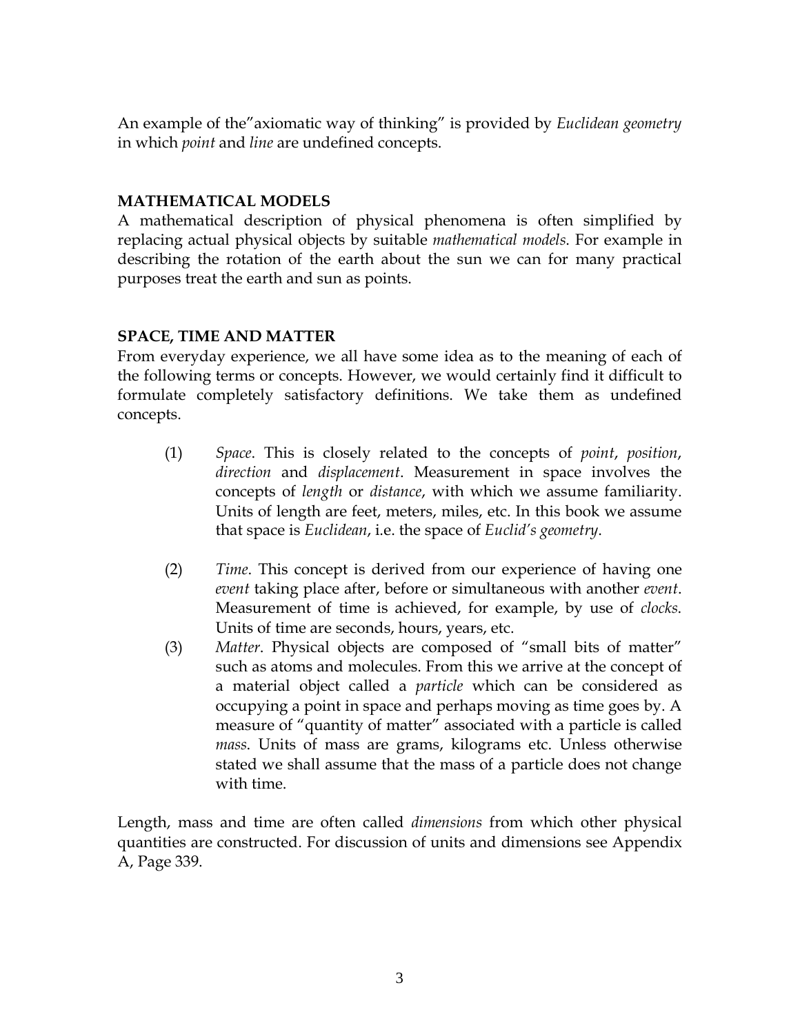An example of the"axiomatic way of thinking" is provided by *Euclidean geometry* in which *point* and *line* are undefined concepts.

## MATHEMATICAL MODELS

A mathematical description of physical phenomena is often simplified by replacing actual physical objects by suitable *mathematical models*. For example in describing the rotation of the earth about the sun we can for many practical purposes treat the earth and sun as points.

## SPACE, TIME AND MATTER

From everyday experience, we all have some idea as to the meaning of each of the following terms or concepts. However, we would certainly find it difficult to formulate completely satisfactory definitions. We take them as undefined concepts.

(1) *Space*. This is closely related to the concepts of *point*, *position*, *direction* and *displacement*. Measurement in space involves the concepts of *length* or *distance*, with which we assume familiarity. Units of length are feet, meters, miles, etc. In this book we assume that space is *Euclidean*, i.e. the space of *Euclid's geometry*.

(2) *Time*. This concept is derived from our experience of having one *event* taking place after, before or simultaneous with another *event*. Measurement of time is achieved, for example, by use of *clocks*. Units of time are seconds, hours, years, etc.

(3) *Matter*. Physical objects are composed of "small bits of matter" such as atoms and molecules. From this we arrive at the concept of a material object called a *particle* which can be considered as occupying a point in space and perhaps moving as time goes by. A measure of "quantity of matter" associated with a particle is called *mass*. Units of mass are grams, kilograms etc. Unless otherwise stated we shall assume that the mass of a particle does not change with time.

Length, mass and time are often called *dimensions* from which other physical quantities are constructed. For discussion of units and dimensions see Appendix A, Page 339.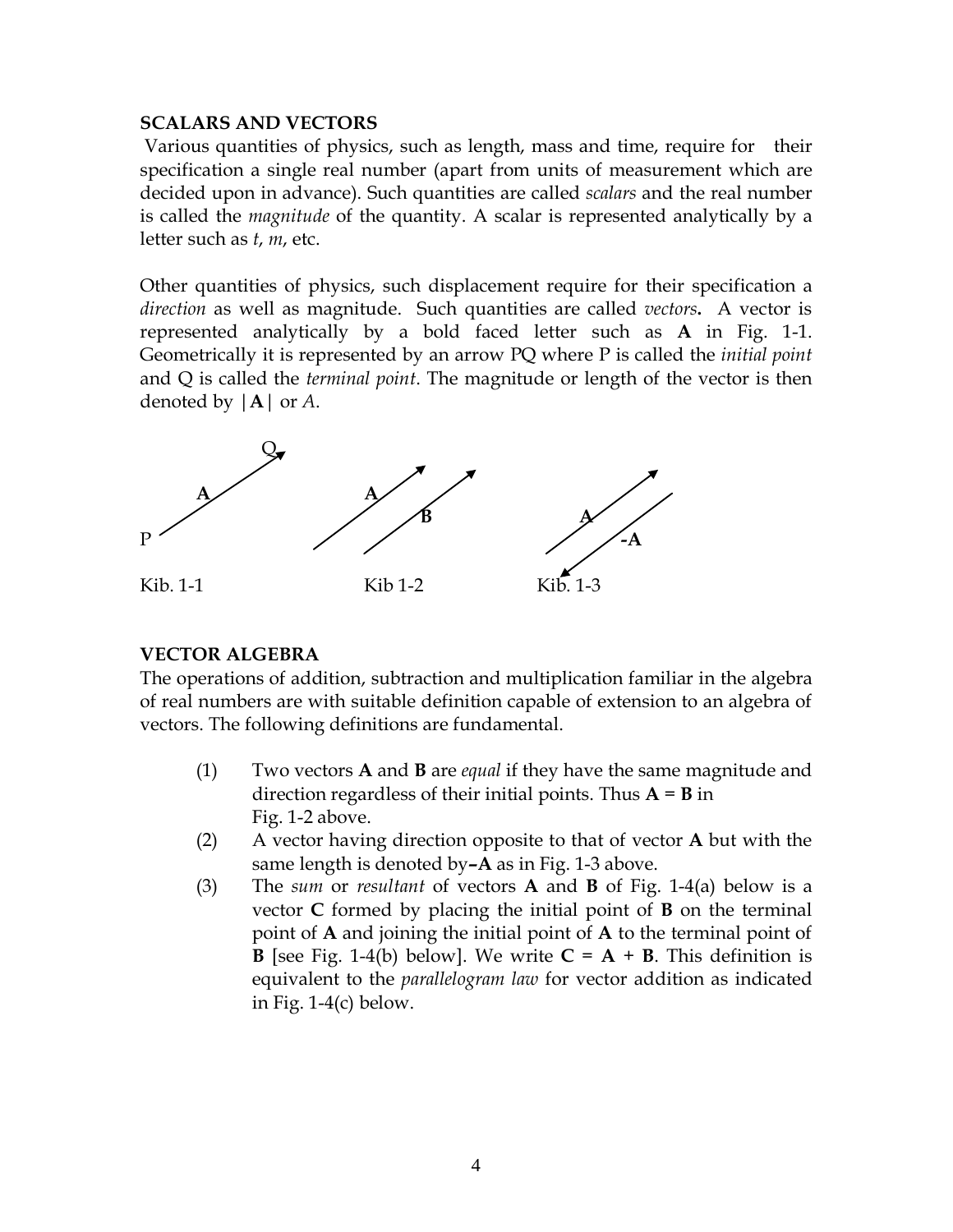## SCALARS AND VECTORS

Various quantities of physics, such as length, mass and time, require for their specification a single real number (apart from units of measurement which are decided upon in advance). Such quantities are called *scalars* and the real number is called the *magnitude* of the quantity. A scalar is represented analytically by a letter such as $t$, $m$, etc.

Other quantities of physics, such displacement require for their specification a *direction* as well as magnitude. Such quantities are called *vectors***.** A vector is represented analytically by a bold faced letter such as **A** in Fig. 1-1. Geometrically it is represented by an arrow PQ where P is called the *initial point* and Q is called the *terminal point*. The magnitude or length of the vector is then denoted by $|\mathbf{A}|$ or $A$.

Kib. 1-1 Kib 1-2 Kib. 1-3

## VECTOR ALGEBRA

The operations of addition, subtraction and multiplication familiar in the algebra of real numbers are with suitable definition capable of extension to an algebra of vectors. The following definitions are fundamental.

(1) Two vectors **A** and **B** are *equal* if they have the same magnitude and direction regardless of their initial points. Thus $\mathbf{A} = \mathbf{B}$ in Fig. 1-2 above.

(2) A vector having direction opposite to that of vector **A** but with the same length is denoted by **–A** as in Fig. 1-3 above.

(3) The *sum* or *resultant* of vectors **A** and **B** of Fig. 1-4(a) below is a vector **C** formed by placing the initial point of **B** on the terminal point of **A** and joining the initial point of **A** to the terminal point of **B** [see Fig. 1-4(b) below]. We write $\mathbf{C} = \mathbf{A} + \mathbf{B}$. This definition is equivalent to the *parallelogram law* for vector addition as indicated in Fig. 1-4(c) below.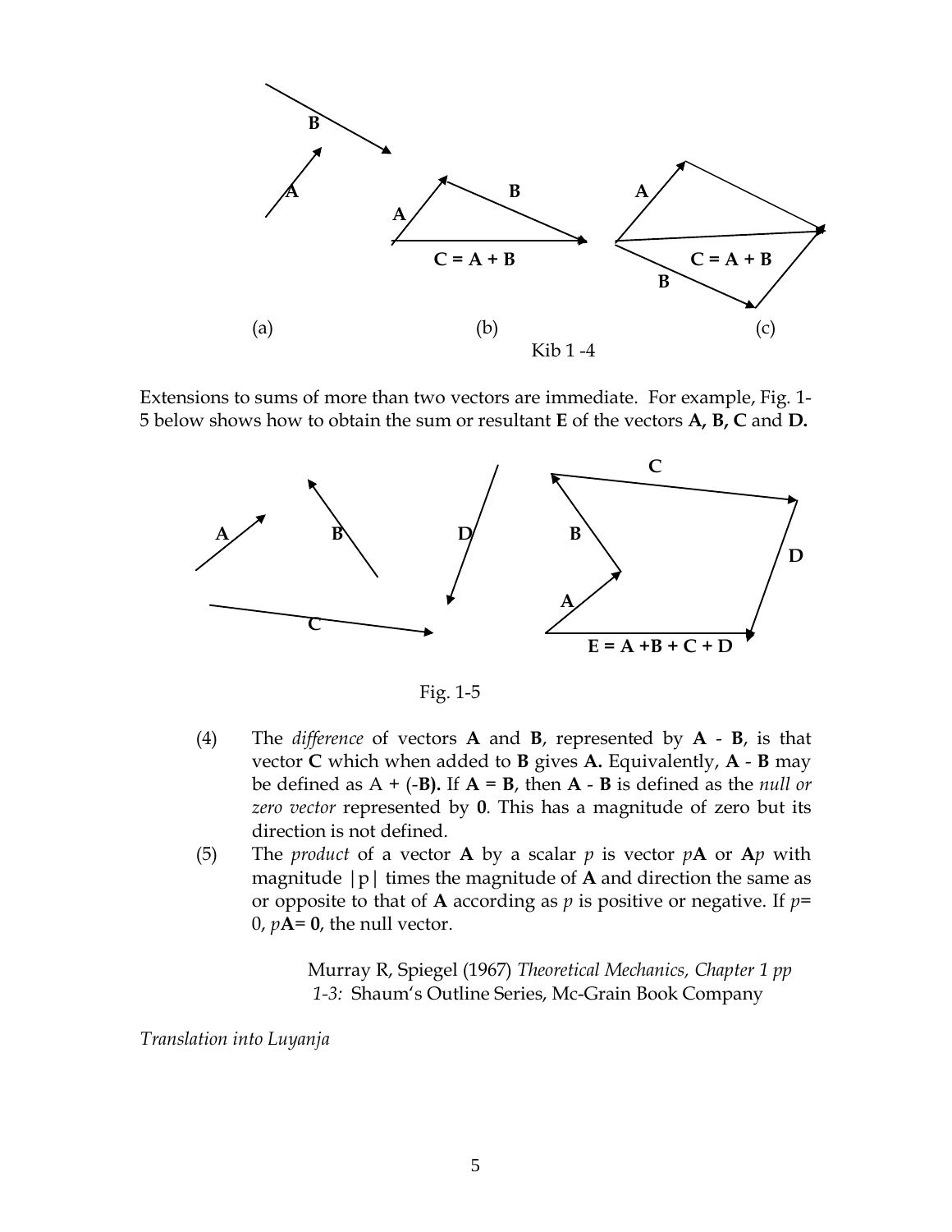(a) (b) (c)

Kib 1 -4

Extensions to sums of more than two vectors are immediate. For example, Fig. 1-5 below shows how to obtain the sum or resultant **E** of the vectors **A, B, C** and **D.**

Fig. 1-5

(4) The *difference* of vectors **A** and **B**, represented by **A** - **B**, is that vector **C** which when added to **B** gives **A.** Equivalently, **A** - **B** may be defined as A + (-**B).** If **A** = **B**, then **A** - **B** is defined as the *null or zero vector* represented by **0**. This has a magnitude of zero but its direction is not defined.

(5) The *product* of a vector **A** by a scalar $p$ is vector $p$**A** or **A**$p$ with magnitude $|p|$ times the magnitude of **A** and direction the same as or opposite to that of **A** according as $p$ is positive or negative. If $p$= 0, $p$**A**= **0**, the null vector.

> Murray R, Spiegel (1967) *Theoretical Mechanics, Chapter 1 pp 1-3:* Shaum's Outline Series, Mc-Grain Book Company

*Translation into Luyanja*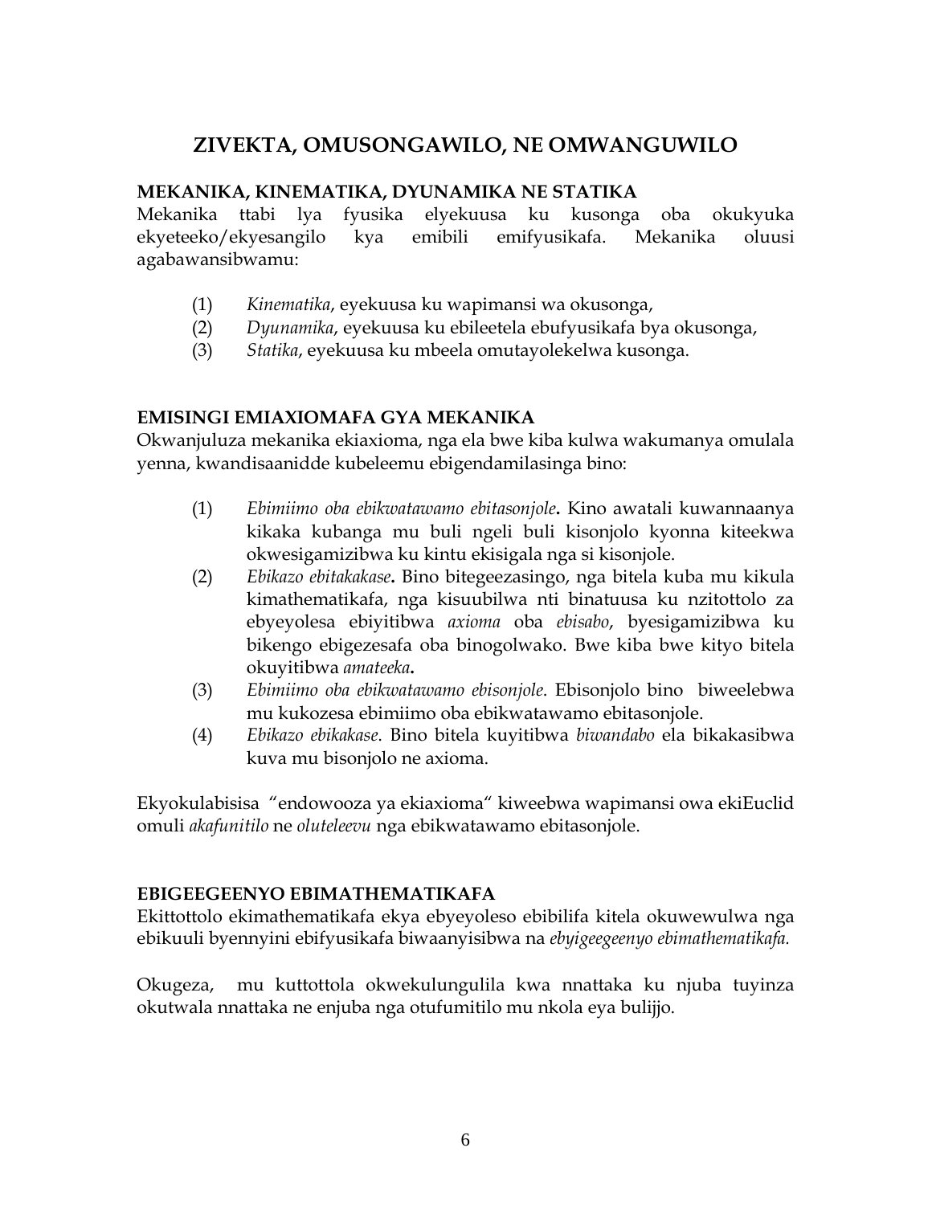# ZIVEKTA, OMUSONGAWILO, NE OMWANGUWILO

## MEKANIKA, KINEMATIKA, DYUNAMIKA NE STATIKA

Mekanika ttabi lya fyusika elyekuusa ku kusonga oba okukyuka ekyeteeko/ekyesangilo kya emibili emifyusikafa. Mekanika oluusi agabawansibwamu:

(1) *Kinematika*, eyekuusa ku wapimansi wa okusonga,
(2) *Dyunamika*, eyekuusa ku ebileetela ebufyusikafa bya okusonga,
(3) *Statika*, eyekuusa ku mbeela omutayolekelwa kusonga.

## EMISINGI EMIAXIOMAFA GYA MEKANIKA

Okwanjuluza mekanika ekiaxioma, nga ela bwe kiba kulwa wakumanya omulala yenna, kwandisaanidde kubeleemu ebigendamilasinga bino:

(1) *Ebimiimo oba ebikwatawamo ebitasonjole***.** Kino awatali kuwannaanya kikaka kubanga mu buli ngeli buli kisonjolo kyonna kiteekwa okwesigamizibwa ku kintu ekisigala nga si kisonjole.
(2) *Ebikazo ebitakakase***.** Bino bitegeezasingo, nga bitela kuba mu kikula kimathematikafa, nga kisuubilwa nti binatuusa ku nzitottolo za ebyeyolesa ebiyitibwa *axioma* oba *ebisabo*, byesigamizibwa ku bikengo ebigezesafa oba binogolwako. Bwe kiba bwe kityo bitela okuyitibwa *amateeka***.**
(3) *Ebimiimo oba ebikwatawamo ebisonjole*. Ebisonjolo bino biweelebwa mu kukozesa ebimiimo oba ebikwatawamo ebitasonjole.
(4) *Ebikazo ebikakase*. Bino bitela kuyitibwa *biwandabo* ela bikakasibwa kuva mu bisonjolo ne axioma.

Ekyokulabisisa "endowooza ya ekiaxioma" kiweebwa wapimansi owa ekiEuclid omuli *akafunitilo* ne *oluteleevu* nga ebikwatawamo ebitasonjole.

## EBIGEEGEENYO EBIMATHEMATIKAFA

Ekittottolo ekimathematikafa ekya ebyeyoleso ebibilifa kitela okuwewulwa nga ebikuuli byennyini ebifyusikafa biwaanyisibwa na *ebyigeegeenyo ebimathematikafa.*

Okugeza, mu kuttottola okwekulungulila kwa nnattaka ku njuba tuyinza okutwala nnattaka ne enjuba nga otufumitilo mu nkola eya bulijjo.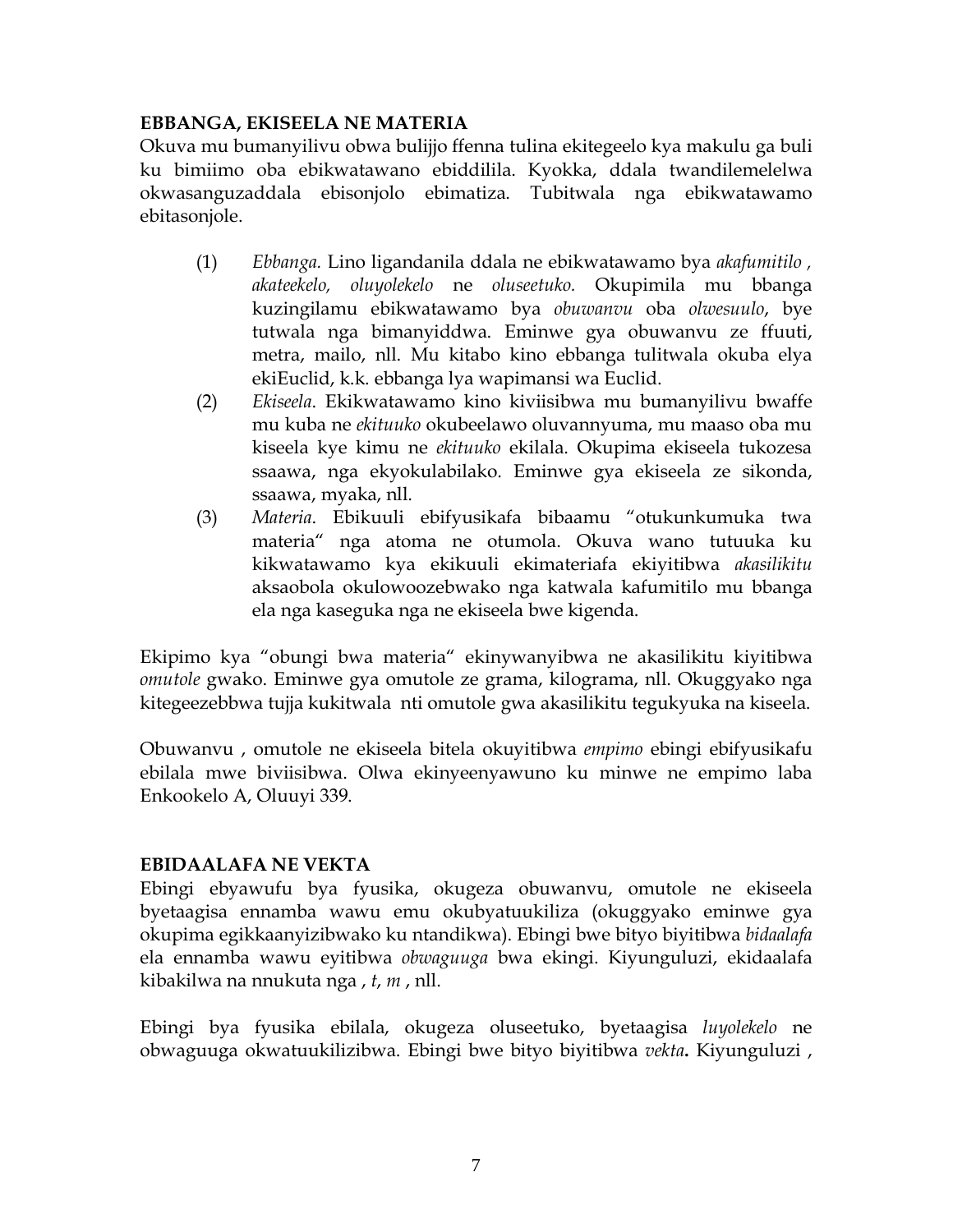**EBBANGA, EKISEELA NE MATERIA**

Okuva mu bumanyilivu obwa bulijjo ffenna tulina ekitegeelo kya makulu ga buli ku bimiimo oba ebikwatawano ebiddilila. Kyokka, ddala twandilemelelwa okwasanguzaddala ebisonjolo ebimatiza. Tubitwala nga ebikwatawamo ebitasonjole.

(1) *Ebbanga.* Lino ligandanila ddala ne ebikwatawamo bya *akafumitilo , akateekelo, oluyolekelo* ne *oluseetuko*. Okupimila mu bbanga kuzingilamu ebikwatawamo bya *obuwanvu* oba *olwesuulo*, bye tutwala nga bimanyiddwa. Eminwe gya obuwanvu ze ffuuti, metra, mailo, nll. Mu kitabo kino ebbanga tulitwala okuba elya ekiEuclid, k.k. ebbanga lya wapimansi wa Euclid.

(2) *Ekiseela*. Ekikwatawamo kino kiviisibwa mu bumanyilivu bwaffe mu kuba ne *ekituuko* okubeelawo oluvannyuma, mu maaso oba mu kiseela kye kimu ne *ekituuko* ekilala. Okupima ekiseela tukozesa ssaawa, nga ekyokulabilako. Eminwe gya ekiseela ze sikonda, ssaawa, myaka, nll.

(3) *Materia*. Ebikuuli ebifyusikafa bibaamu "otukunkumuka twa materia" nga atoma ne otumola. Okuva wano tutuuka ku kikwatawamo kya ekikuuli ekimateriafa ekiyitibwa *akasilikitu* aksaobola okulowoozebwako nga katwala kafumitilo mu bbanga ela nga kaseguka nga ne ekiseela bwe kigenda.

Ekipimo kya "obungi bwa materia" ekinywanyibwa ne akasilikitu kiyitibwa *omutole* gwako. Eminwe gya omutole ze grama, kilograma, nll. Okuggyako nga kitegeezebbwa tujja kukitwala nti omutole gwa akasilikitu tegukyuka na kiseela.

Obuwanvu , omutole ne ekiseela bitela okuyitibwa *empimo* ebingi ebifyusikafu ebilala mwe biviisibwa. Olwa ekinyeenyawuno ku minwe ne empimo laba Enkookelo A, Oluuyi 339.

**EBIDAALAFA NE VEKTA**

Ebingi ebyawufu bya fyusika, okugeza obuwanvu, omutole ne ekiseela byetaagisa ennamba wawu emu okubyatuukiliza (okuggyako eminwe gya okupima egikkaanyizibwako ku ntandikwa). Ebingi bwe bityo biyitibwa *bidaalafa* ela ennamba wawu eyitibwa *obwaguuga* bwa ekingi. Kiyunguluzi, ekidaalafa kibakilwa na nnukuta nga , $t$, $m$ , nll.

Ebingi bya fyusika ebilala, okugeza oluseetuko, byetaagisa *luyolekelo* ne obwaguuga okwatuukilizibwa. Ebingi bwe bityo biyitibwa *vekta***.** Kiyunguluzi ,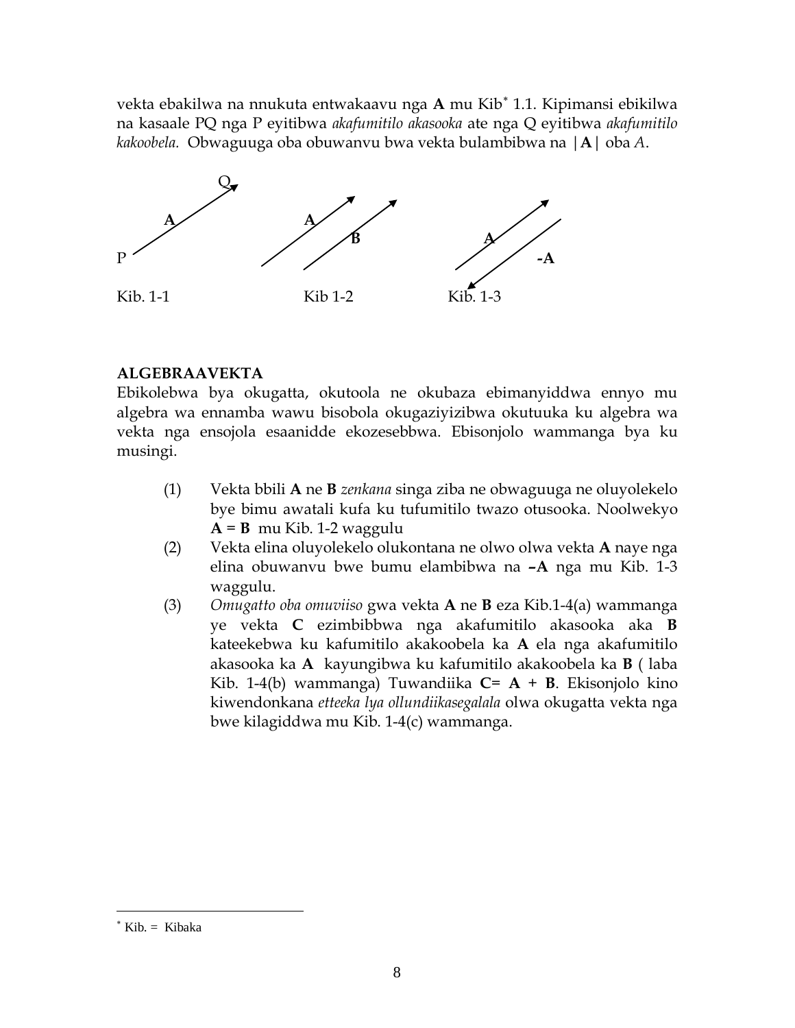vekta ebakilwa na nnukuta entwakaavu nga **A** mu Kib[*] 1.1. Kipimansi ebikilwa na kasaale PQ nga P eyitibwa *akafumitilo akasooka* ate nga Q eyitibwa *akafumitilo kakoobela*. Obwaguuga oba obuwanvu bwa vekta bulambibwa na |**A**| oba *A*.

Kib. 1-1 Kib 1-2 Kib. 1-3

**ALGEBRAAVEKTA**

Ebikolebwa bya okugatta, okutoola ne okubaza ebimanyiddwa ennyo mu algebra wa ennamba wawu bisobola okugaziyizibwa okutuuka ku algebra wa vekta nga ensojola esaanidde ekozesebbwa. Ebisonjolo wammanga bya ku musingi.

(1) Vekta bbili **A** ne **B** *zenkana* singa ziba ne obwaguuga ne oluyolekelo bye bimu awatali kufa ku tufumitilo twazo otusooka. Noolwekyo **A = B** mu Kib. 1-2 waggulu

(2) Vekta elina oluyolekelo olukontana ne olwo olwa vekta **A** naye nga elina obuwanvu bwe bumu elambibwa na **–A** nga mu Kib. 1-3 waggulu.

(3) *Omugatto oba omuviiso* gwa vekta **A** ne **B** eza Kib.1-4(a) wammanga ye vekta **C** ezimbibbwa nga akafumitilo akasooka aka **B** kateekebwa ku kafumitilo akakoobela ka **A** ela nga akafumitilo akasooka ka **A** kayungibwa ku kafumitilo akakoobela ka **B** ( laba Kib. 1-4(b) wammanga) Tuwandiika **C= A + B**. Ekisonjolo kino kiwendonkana *etteeka lya ollundiikasegalala* olwa okugatta vekta nga bwe kilagiddwa mu Kib. 1-4(c) wammanga.

[*] Kib. = Kibaka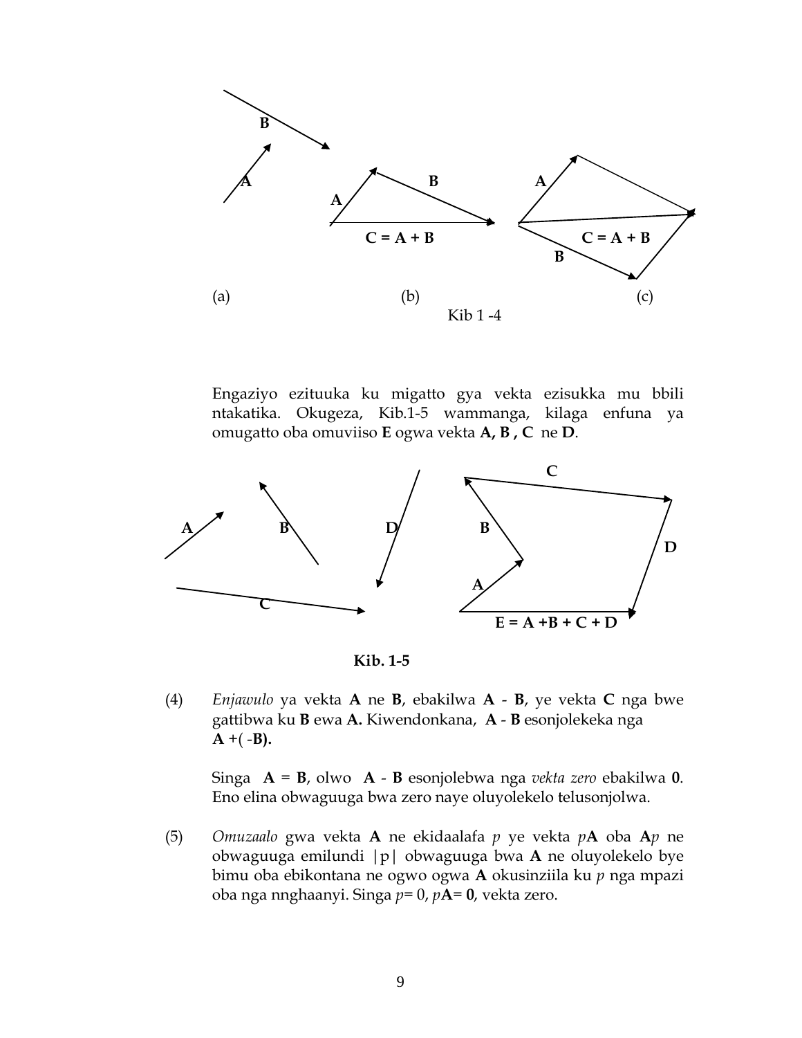(a) (b) (c)

Kib 1 -4

Engaziyo ezituuka ku migatto gya vekta ezisukka mu bbili ntakatika. Okugeza, Kib.1-5 wammanga, kilaga enfuna ya omugatto oba omuviiso **E** ogwa vekta **A, B , C** ne **D**.

**Kib. 1-5**

(4) *Enjawulo* ya vekta **A** ne **B**, ebakilwa **A** - **B**, ye vekta **C** nga bwe gattibwa ku **B** ewa **A.** Kiwendonkana, **A** - **B** esonjolekeka nga **A** +( -**B).**

Singa **A** = **B**, olwo **A** - **B** esonjolebwa nga *vekta zero* ebakilwa **0**. Eno elina obwaguuga bwa zero naye oluyolekelo telusonjolwa.

(5) *Omuzaalo* gwa vekta **A** ne ekidaalafa $p$ ye vekta $p$**A** oba **A**$p$ ne obwaguuga emilundi $|p|$ obwaguuga bwa **A** ne oluyolekelo bye bimu oba ebikontana ne ogwo ogwa **A** okusinziila ku $p$ nga mpazi oba nga nnghaanyi. Singa $p$= 0, $p$**A**= **0**, vekta zero.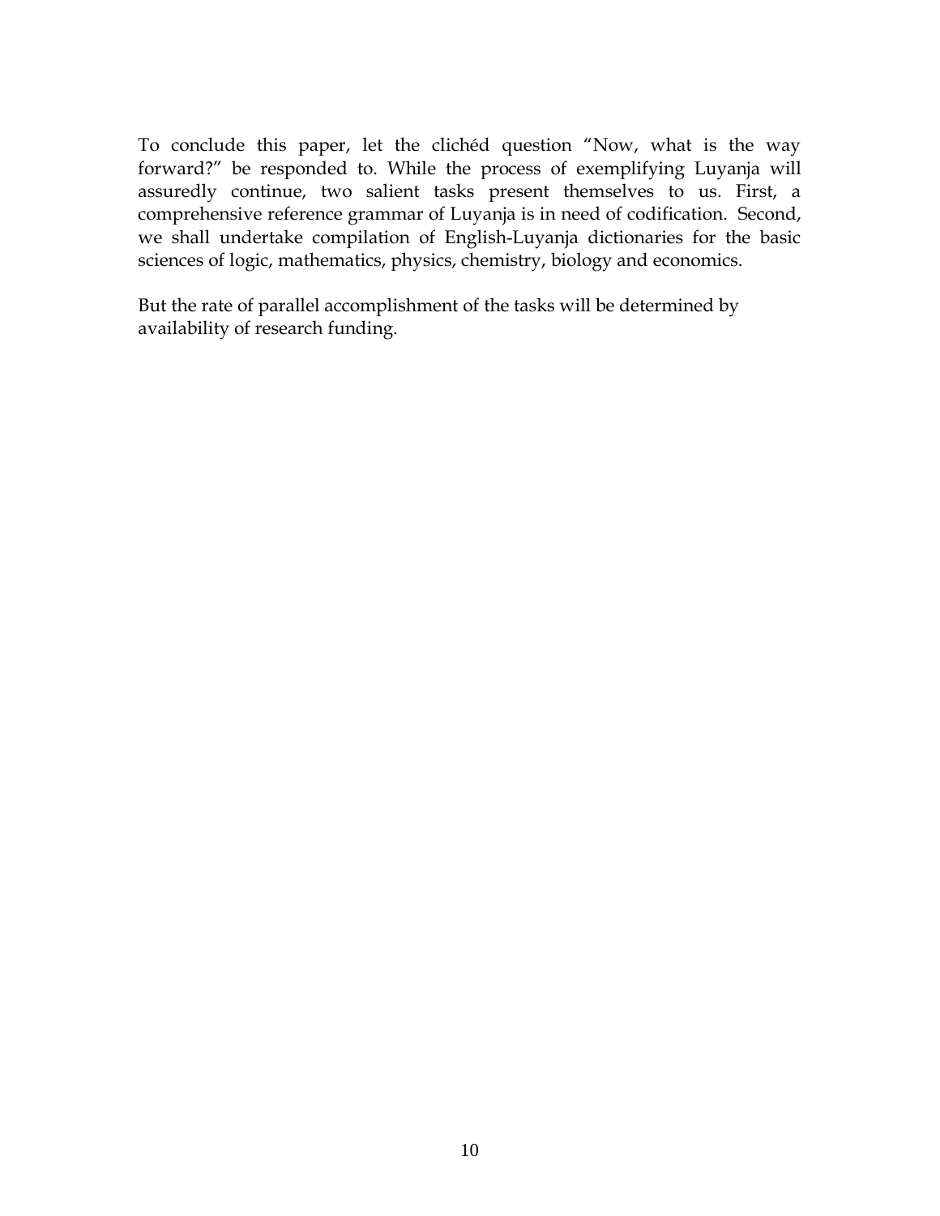To conclude this paper, let the clichéd question "Now, what is the way forward?" be responded to. While the process of exemplifying Luyanja will assuredly continue, two salient tasks present themselves to us. First, a comprehensive reference grammar of Luyanja is in need of codification. Second, we shall undertake compilation of English-Luyanja dictionaries for the basic sciences of logic, mathematics, physics, chemistry, biology and economics.

But the rate of parallel accomplishment of the tasks will be determined by availability of research funding.